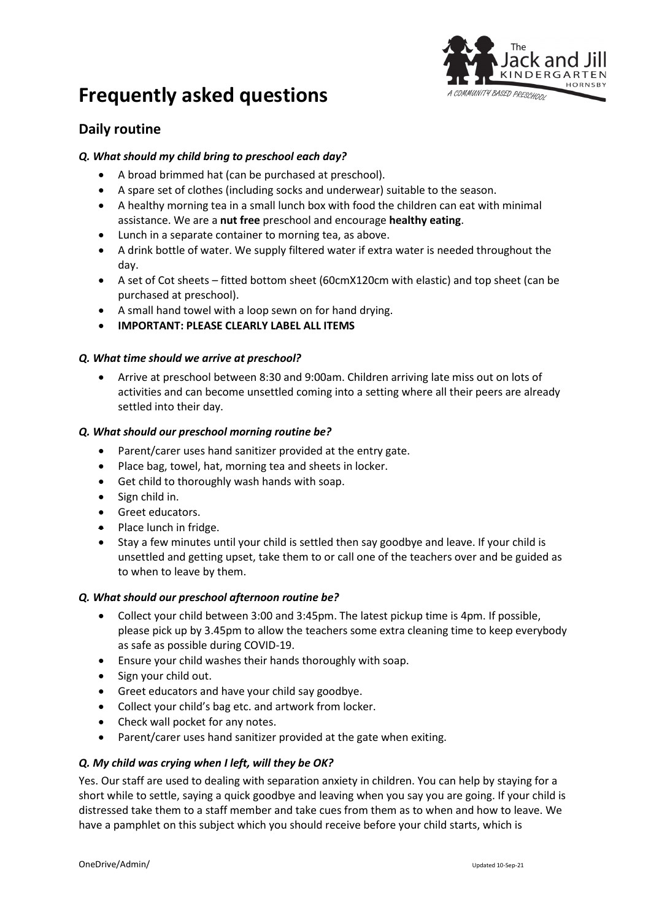# Frequently asked questions

## Daily routine

### *Q. What should my child bring to preschool each day?*

- A broad brimmed hat (can be purchased at preschool).
- A spare set of clothes (including socks and underwear) suitable to the season.
- A healthy morning tea in a small lunch box with food the children can eat with minimal assistance. We are a **nut free** preschool and encourage **healthy eating**.
- Lunch in a separate container to morning tea, as above.
- A drink bottle of water. We supply filtered water if extra water is needed throughout the day.
- A set of Cot sheets – fitted bottom sheet (60cmX120cm with elastic) and top sheet (can be purchased at preschool).
- A small hand towel with a loop sewn on for hand drying.
- **IMPORTANT: PLEASE CLEARLY LABEL ALL ITEMS**

### *Q. What time should we arrive at preschool?*

- Arrive at preschool between 8:30 and 9:00am. Children arriving late miss out on lots of activities and can become unsettled coming into a setting where all their peers are already settled into their day.

### *Q. What should our preschool morning routine be?*

- Parent/carer uses hand sanitizer provided at the entry gate.
- Place bag, towel, hat, morning tea and sheets in locker.
- Get child to thoroughly wash hands with soap.
- Sign child in.
- Greet educators.
- Place lunch in fridge.
- Stay a few minutes until your child is settled then say goodbye and leave. If your child is unsettled and getting upset, take them to or call one of the teachers over and be guided as to when to leave by them.

### *Q. What should our preschool afternoon routine be?*

- Collect your child between 3:00 and 3:45pm. The latest pickup time is 4pm. If possible, please pick up by 3.45pm to allow the teachers some extra cleaning time to keep everybody as safe as possible during COVID-19.
- Ensure your child washes their hands thoroughly with soap.
- Sign your child out.
- Greet educators and have your child say goodbye.
- Collect your child's bag etc. and artwork from locker.
- Check wall pocket for any notes.
- Parent/carer uses hand sanitizer provided at the gate when exiting.

### *Q. My child was crying when I left, will they be OK?*

Yes. Our staff are used to dealing with separation anxiety in children. You can help by staying for a short while to settle, saying a quick goodbye and leaving when you say you are going. If your child is distressed take them to a staff member and take cues from them as to when and how to leave. We have a pamphlet on this subject which you should receive before your child starts, which is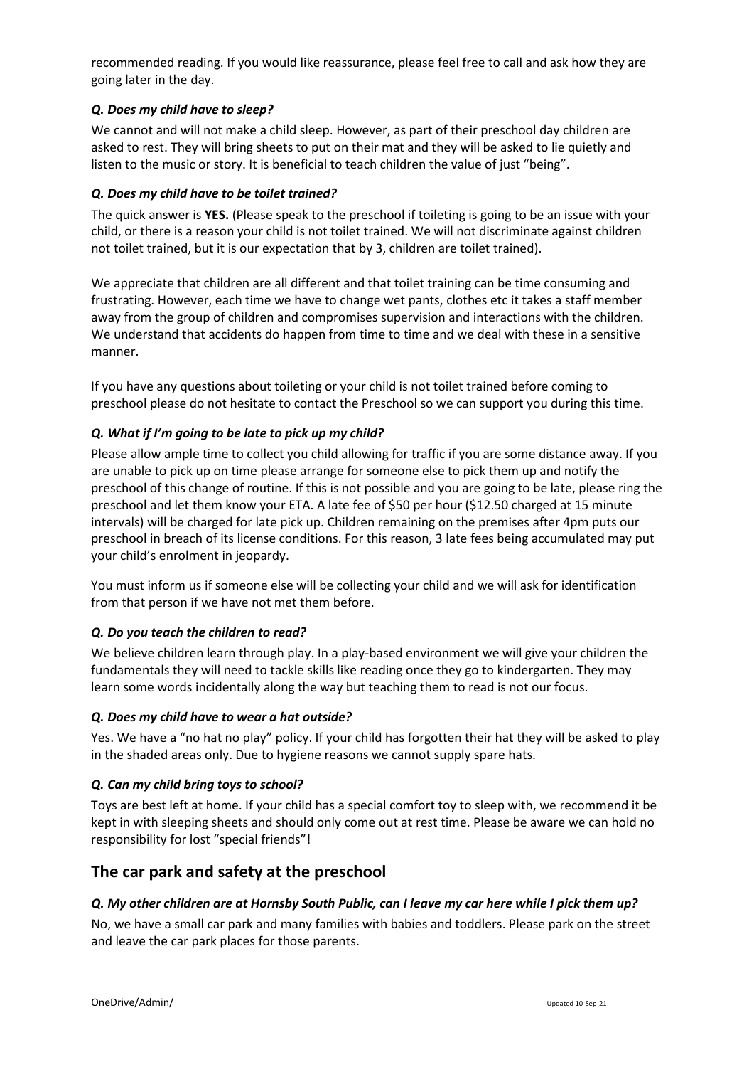recommended reading. If you would like reassurance, please feel free to call and ask how they are going later in the day.

### *Q. Does my child have to sleep?*

We cannot and will not make a child sleep. However, as part of their preschool day children are asked to rest. They will bring sheets to put on their mat and they will be asked to lie quietly and listen to the music or story. It is beneficial to teach children the value of just "being".

### *Q. Does my child have to be toilet trained?*

The quick answer is **YES.** (Please speak to the preschool if toileting is going to be an issue with your child, or there is a reason your child is not toilet trained. We will not discriminate against children not toilet trained, but it is our expectation that by 3, children are toilet trained).

We appreciate that children are all different and that toilet training can be time consuming and frustrating. However, each time we have to change wet pants, clothes etc it takes a staff member away from the group of children and compromises supervision and interactions with the children. We understand that accidents do happen from time to time and we deal with these in a sensitive manner.

If you have any questions about toileting or your child is not toilet trained before coming to preschool please do not hesitate to contact the Preschool so we can support you during this time.

### *Q. What if I'm going to be late to pick up my child?*

Please allow ample time to collect you child allowing for traffic if you are some distance away. If you are unable to pick up on time please arrange for someone else to pick them up and notify the preschool of this change of routine. If this is not possible and you are going to be late, please ring the preschool and let them know your ETA. A late fee of $50 per hour ($12.50 charged at 15 minute intervals) will be charged for late pick up. Children remaining on the premises after 4pm puts our preschool in breach of its license conditions. For this reason, 3 late fees being accumulated may put your child's enrolment in jeopardy.

You must inform us if someone else will be collecting your child and we will ask for identification from that person if we have not met them before.

### *Q. Do you teach the children to read?*

We believe children learn through play. In a play-based environment we will give your children the fundamentals they will need to tackle skills like reading once they go to kindergarten. They may learn some words incidentally along the way but teaching them to read is not our focus.

### *Q. Does my child have to wear a hat outside?*

Yes. We have a "no hat no play" policy. If your child has forgotten their hat they will be asked to play in the shaded areas only. Due to hygiene reasons we cannot supply spare hats.

### *Q. Can my child bring toys to school?*

Toys are best left at home. If your child has a special comfort toy to sleep with, we recommend it be kept in with sleeping sheets and should only come out at rest time. Please be aware we can hold no responsibility for lost "special friends"!

## The car park and safety at the preschool

### *Q. My other children are at Hornsby South Public, can I leave my car here while I pick them up?*

No, we have a small car park and many families with babies and toddlers. Please park on the street and leave the car park places for those parents.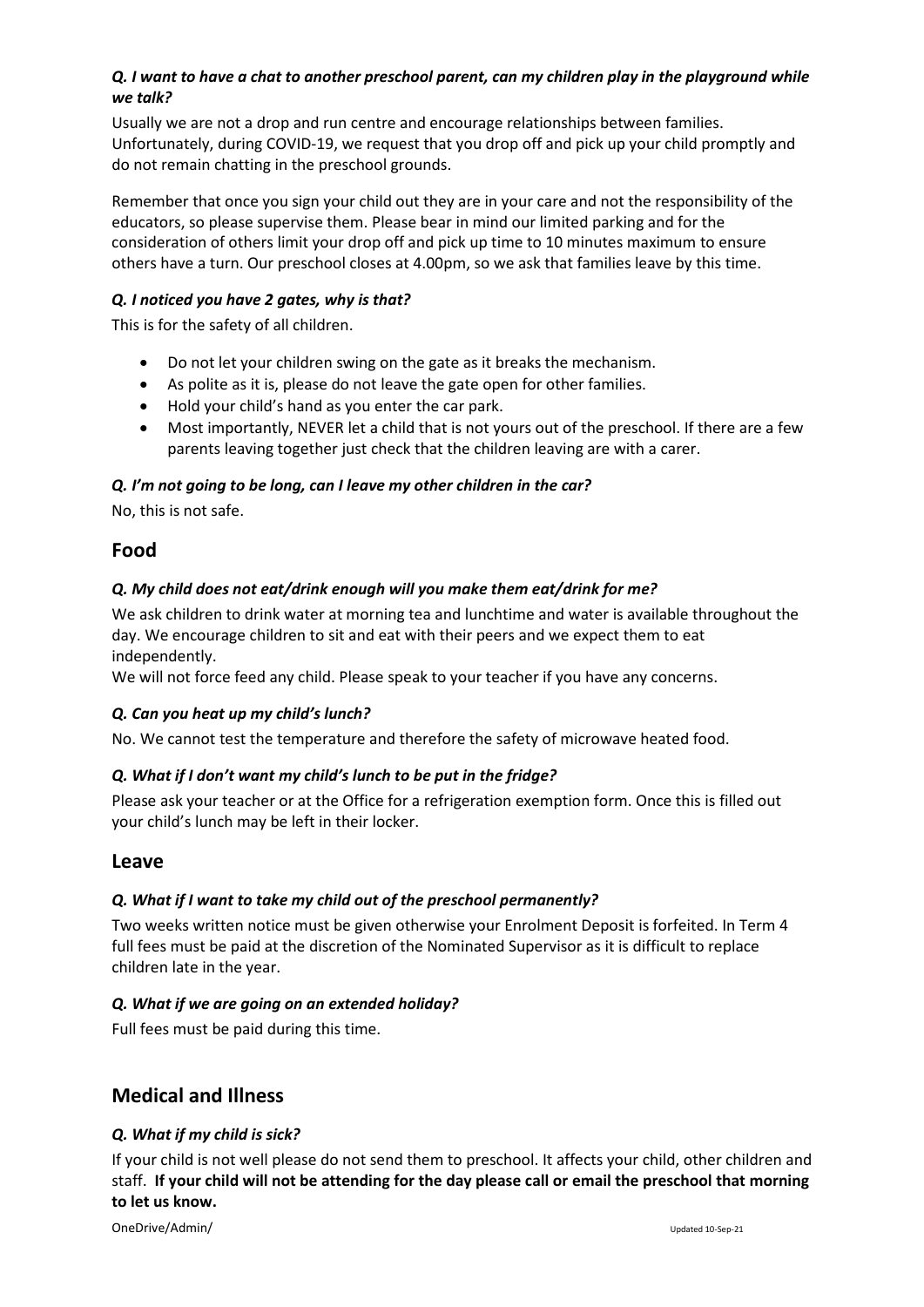***Q. I want to have a chat to another preschool parent, can my children play in the playground while we talk?***

Usually we are not a drop and run centre and encourage relationships between families. Unfortunately, during COVID-19, we request that you drop off and pick up your child promptly and do not remain chatting in the preschool grounds.

Remember that once you sign your child out they are in your care and not the responsibility of the educators, so please supervise them. Please bear in mind our limited parking and for the consideration of others limit your drop off and pick up time to 10 minutes maximum to ensure others have a turn. Our preschool closes at 4.00pm, so we ask that families leave by this time.

***Q. I noticed you have 2 gates, why is that?***

This is for the safety of all children.

- Do not let your children swing on the gate as it breaks the mechanism.
- As polite as it is, please do not leave the gate open for other families.
- Hold your child's hand as you enter the car park.
- Most importantly, NEVER let a child that is not yours out of the preschool. If there are a few parents leaving together just check that the children leaving are with a carer.

***Q. I'm not going to be long, can I leave my other children in the car?***

No, this is not safe.

## Food

***Q. My child does not eat/drink enough will you make them eat/drink for me?***

We ask children to drink water at morning tea and lunchtime and water is available throughout the day. We encourage children to sit and eat with their peers and we expect them to eat independently.
We will not force feed any child. Please speak to your teacher if you have any concerns.

***Q. Can you heat up my child's lunch?***

No. We cannot test the temperature and therefore the safety of microwave heated food.

***Q. What if I don't want my child's lunch to be put in the fridge?***

Please ask your teacher or at the Office for a refrigeration exemption form. Once this is filled out your child's lunch may be left in their locker.

## Leave

***Q. What if I want to take my child out of the preschool permanently?***

Two weeks written notice must be given otherwise your Enrolment Deposit is forfeited. In Term 4 full fees must be paid at the discretion of the Nominated Supervisor as it is difficult to replace children late in the year.

***Q. What if we are going on an extended holiday?***

Full fees must be paid during this time.

## Medical and Illness

***Q. What if my child is sick?***

If your child is not well please do not send them to preschool. It affects your child, other children and staff. **If your child will not be attending for the day please call or email the preschool that morning to let us know.**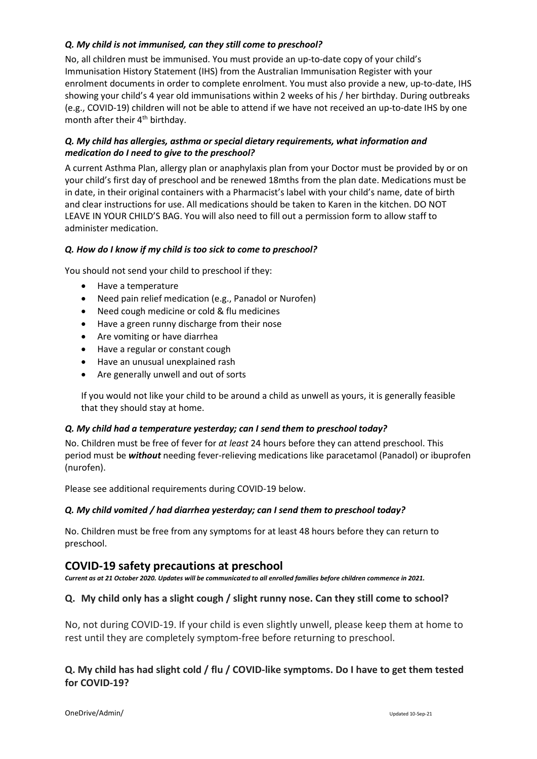***Q. My child is not immunised, can they still come to preschool?***

No, all children must be immunised. You must provide an up-to-date copy of your child's Immunisation History Statement (IHS) from the Australian Immunisation Register with your enrolment documents in order to complete enrolment. You must also provide a new, up-to-date, IHS showing your child's 4 year old immunisations within 2 weeks of his / her birthday. During outbreaks (e.g., COVID-19) children will not be able to attend if we have not received an up-to-date IHS by one month after their 4th birthday.

***Q. My child has allergies, asthma or special dietary requirements, what information and medication do I need to give to the preschool?***

A current Asthma Plan, allergy plan or anaphylaxis plan from your Doctor must be provided by or on your child's first day of preschool and be renewed 18mths from the plan date. Medications must be in date, in their original containers with a Pharmacist's label with your child's name, date of birth and clear instructions for use. All medications should be taken to Karen in the kitchen. DO NOT LEAVE IN YOUR CHILD'S BAG. You will also need to fill out a permission form to allow staff to administer medication.

***Q. How do I know if my child is too sick to come to preschool?***

You should not send your child to preschool if they:

- Have a temperature
- Need pain relief medication (e.g., Panadol or Nurofen)
- Need cough medicine or cold & flu medicines
- Have a green runny discharge from their nose
- Are vomiting or have diarrhea
- Have a regular or constant cough
- Have an unusual unexplained rash
- Are generally unwell and out of sorts

If you would not like your child to be around a child as unwell as yours, it is generally feasible that they should stay at home.

***Q. My child had a temperature yesterday; can I send them to preschool today?***

No. Children must be free of fever for *at least* 24 hours before they can attend preschool. This period must be ***without*** needing fever-relieving medications like paracetamol (Panadol) or ibuprofen (nurofen).

Please see additional requirements during COVID-19 below.

***Q. My child vomited / had diarrhea yesterday; can I send them to preschool today?***

No. Children must be free from any symptoms for at least 48 hours before they can return to preschool.

## COVID-19 safety precautions at preschool

***Current as at 21 October 2020. Updates will be communicated to all enrolled families before children commence in 2021.***

### Q. My child only has a slight cough / slight runny nose. Can they still come to school?

No, not during COVID-19. If your child is even slightly unwell, please keep them at home to rest until they are completely symptom-free before returning to preschool.

### Q. My child has had slight cold / flu / COVID-like symptoms. Do I have to get them tested for COVID-19?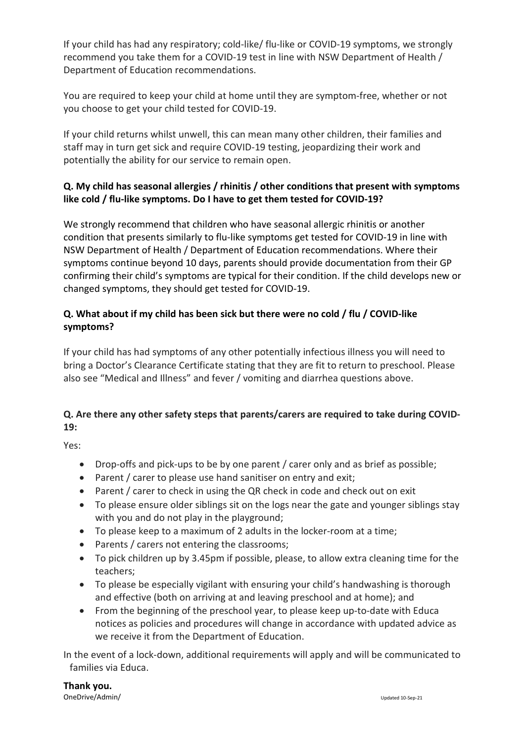If your child has had any respiratory; cold-like/ flu-like or COVID-19 symptoms, we strongly recommend you take them for a COVID-19 test in line with NSW Department of Health / Department of Education recommendations.

You are required to keep your child at home until they are symptom-free, whether or not you choose to get your child tested for COVID-19.

If your child returns whilst unwell, this can mean many other children, their families and staff may in turn get sick and require COVID-19 testing, jeopardizing their work and potentially the ability for our service to remain open.

**Q. My child has seasonal allergies / rhinitis / other conditions that present with symptoms like cold / flu-like symptoms. Do I have to get them tested for COVID-19?**

We strongly recommend that children who have seasonal allergic rhinitis or another condition that presents similarly to flu-like symptoms get tested for COVID-19 in line with NSW Department of Health / Department of Education recommendations. Where their symptoms continue beyond 10 days, parents should provide documentation from their GP confirming their child's symptoms are typical for their condition. If the child develops new or changed symptoms, they should get tested for COVID-19.

**Q. What about if my child has been sick but there were no cold / flu / COVID-like symptoms?**

If your child has had symptoms of any other potentially infectious illness you will need to bring a Doctor's Clearance Certificate stating that they are fit to return to preschool. Please also see "Medical and Illness" and fever / vomiting and diarrhea questions above.

**Q. Are there any other safety steps that parents/carers are required to take during COVID-19:**

Yes:

- Drop-offs and pick-ups to be by one parent / carer only and as brief as possible;
- Parent / carer to please use hand sanitiser on entry and exit;
- Parent / carer to check in using the QR check in code and check out on exit
- To please ensure older siblings sit on the logs near the gate and younger siblings stay with you and do not play in the playground;
- To please keep to a maximum of 2 adults in the locker-room at a time;
- Parents / carers not entering the classrooms;
- To pick children up by 3.45pm if possible, please, to allow extra cleaning time for the teachers;
- To please be especially vigilant with ensuring your child's handwashing is thorough and effective (both on arriving at and leaving preschool and at home); and
- From the beginning of the preschool year, to please keep up-to-date with Educa notices as policies and procedures will change in accordance with updated advice as we receive it from the Department of Education.

In the event of a lock-down, additional requirements will apply and will be communicated to families via Educa.

**Thank you.**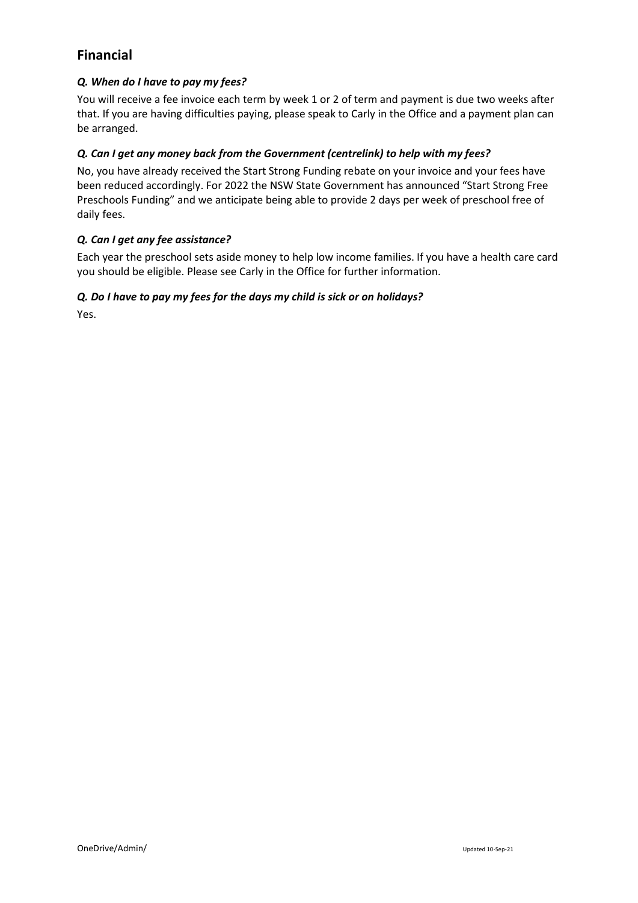## Financial

***Q. When do I have to pay my fees?***

You will receive a fee invoice each term by week 1 or 2 of term and payment is due two weeks after that. If you are having difficulties paying, please speak to Carly in the Office and a payment plan can be arranged.

***Q. Can I get any money back from the Government (centrelink) to help with my fees?***

No, you have already received the Start Strong Funding rebate on your invoice and your fees have been reduced accordingly. For 2022 the NSW State Government has announced "Start Strong Free Preschools Funding" and we anticipate being able to provide 2 days per week of preschool free of daily fees.

***Q. Can I get any fee assistance?***

Each year the preschool sets aside money to help low income families. If you have a health care card you should be eligible. Please see Carly in the Office for further information.

***Q. Do I have to pay my fees for the days my child is sick or on holidays?***

Yes.